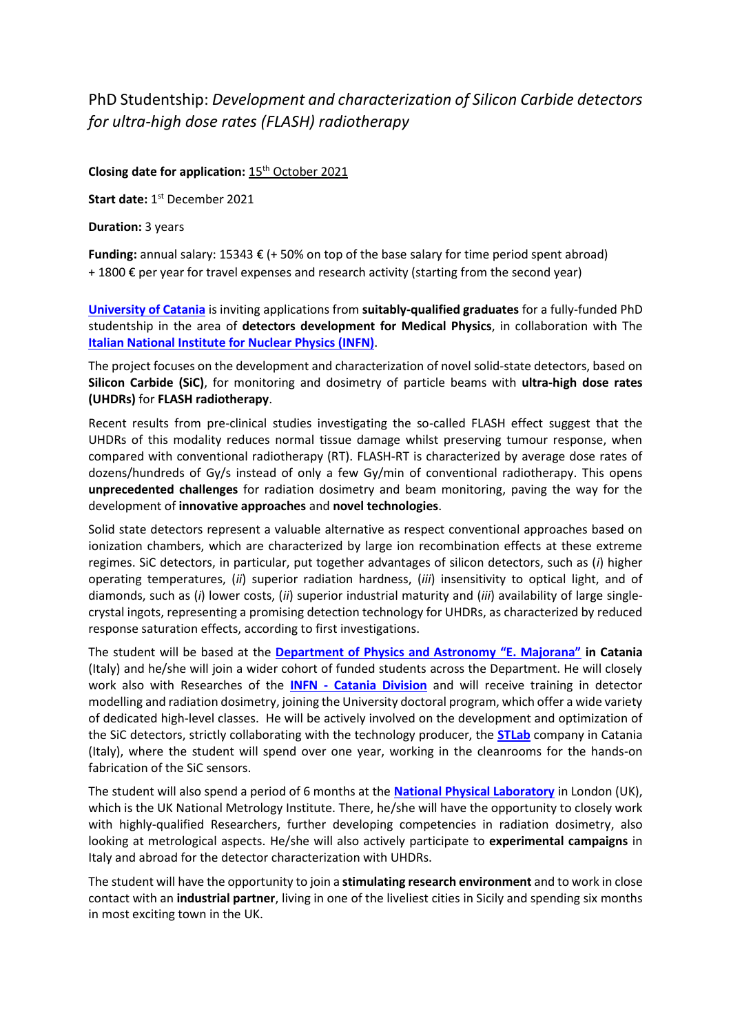# PhD Studentship: *Development and characterization of Silicon Carbide detectors for ultra-high dose rates (FLASH) radiotherapy*

**Closing date for application:** 15th October 2021

**Start date:** 1st December 2021

**Duration:** 3 years

**Funding:** annual salary: 15343 € (+ 50% on top of the base salary for time period spent abroad) + 1800 € per year for travel expenses and research activity (starting from the second year)

**University of Catania** is inviting applications from **suitably-qualified graduates** for a fully-funded PhD studentship in the area of **detectors development for Medical Physics**, in collaboration with The **Italian National Institute for Nuclear Physics (INFN)**.

The project focuses on the development and characterization of novel solid-state detectors, based on **Silicon Carbide (SiC)**, for monitoring and dosimetry of particle beams with **ultra-high dose rates (UHDRs)** for **FLASH radiotherapy**.

Recent results from pre-clinical studies investigating the so-called FLASH effect suggest that the UHDRs of this modality reduces normal tissue damage whilst preserving tumour response, when compared with conventional radiotherapy (RT). FLASH-RT is characterized by average dose rates of dozens/hundreds of Gy/s instead of only a few Gy/min of conventional radiotherapy. This opens **unprecedented challenges** for radiation dosimetry and beam monitoring, paving the way for the development of **innovative approaches** and **novel technologies**.

Solid state detectors represent a valuable alternative as respect conventional approaches based on ionization chambers, which are characterized by large ion recombination effects at these extreme regimes. SiC detectors, in particular, put together advantages of silicon detectors, such as (*i*) higher operating temperatures, (*ii*) superior radiation hardness, (*iii*) insensitivity to optical light, and of diamonds, such as (*i*) lower costs, (*ii*) superior industrial maturity and (*iii*) availability of large single-crystal ingots, representing a promising detection technology for UHDRs, as characterized by reduced response saturation effects, according to first investigations.

The student will be based at the **Department of Physics and Astronomy "E. Majorana" in Catania** (Italy) and he/she will join a wider cohort of funded students across the Department. He will closely work also with Researches of the **INFN - Catania Division** and will receive training in detector modelling and radiation dosimetry, joining the University doctoral program, which offer a wide variety of dedicated high-level classes. He will be actively involved on the development and optimization of the SiC detectors, strictly collaborating with the technology producer, the **STLab** company in Catania (Italy), where the student will spend over one year, working in the cleanrooms for the hands-on fabrication of the SiC sensors.

The student will also spend a period of 6 months at the **National Physical Laboratory** in London (UK), which is the UK National Metrology Institute. There, he/she will have the opportunity to closely work with highly-qualified Researchers, further developing competencies in radiation dosimetry, also looking at metrological aspects. He/she will also actively participate to **experimental campaigns** in Italy and abroad for the detector characterization with UHDRs.

The student will have the opportunity to join a **stimulating research environment** and to work in close contact with an **industrial partner**, living in one of the liveliest cities in Sicily and spending six months in most exciting town in the UK.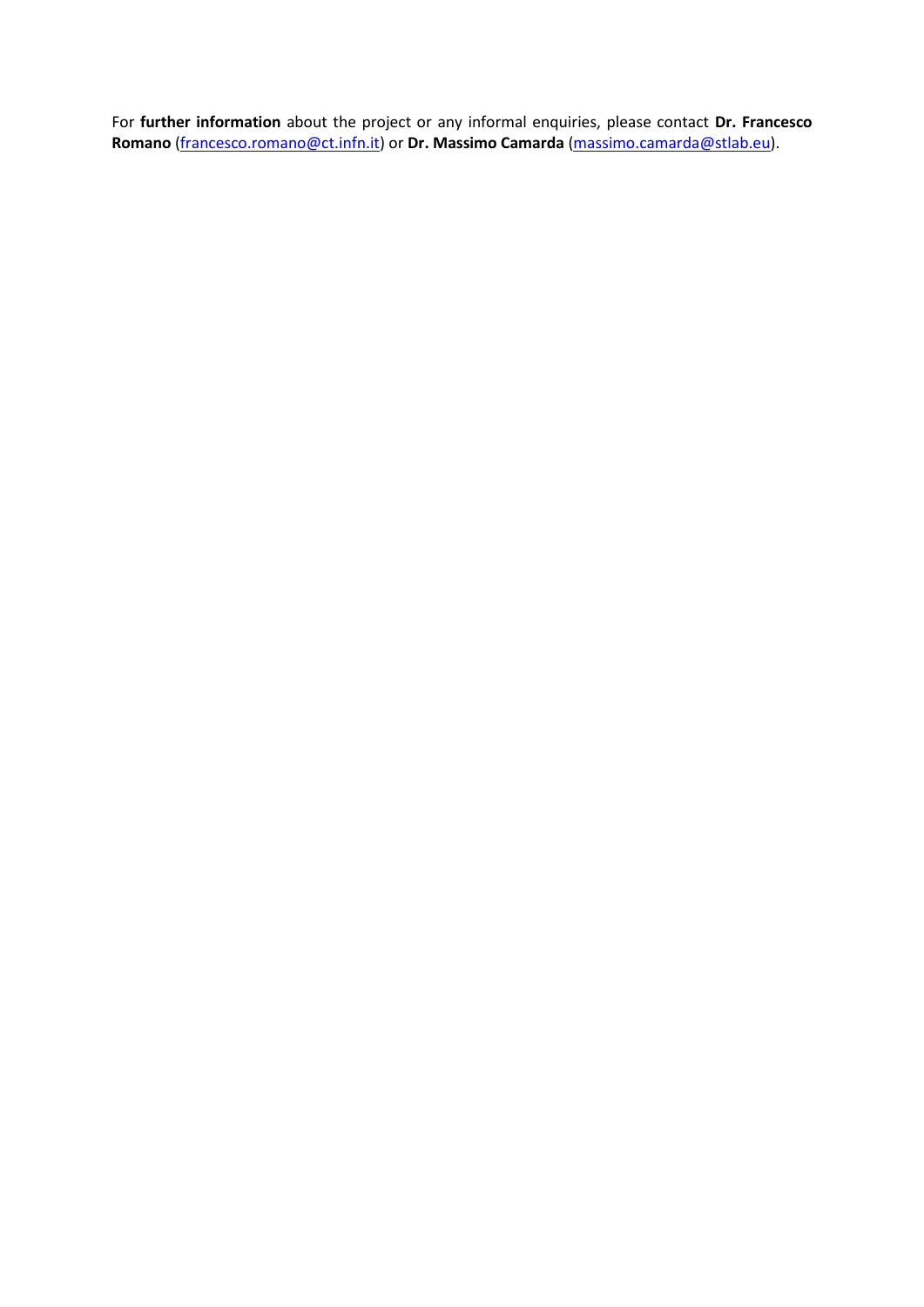For **further information** about the project or any informal enquiries, please contact **Dr. Francesco Romano** (francesco.romano@ct.infn.it) or **Dr. Massimo Camarda** (massimo.camarda@stlab.eu).